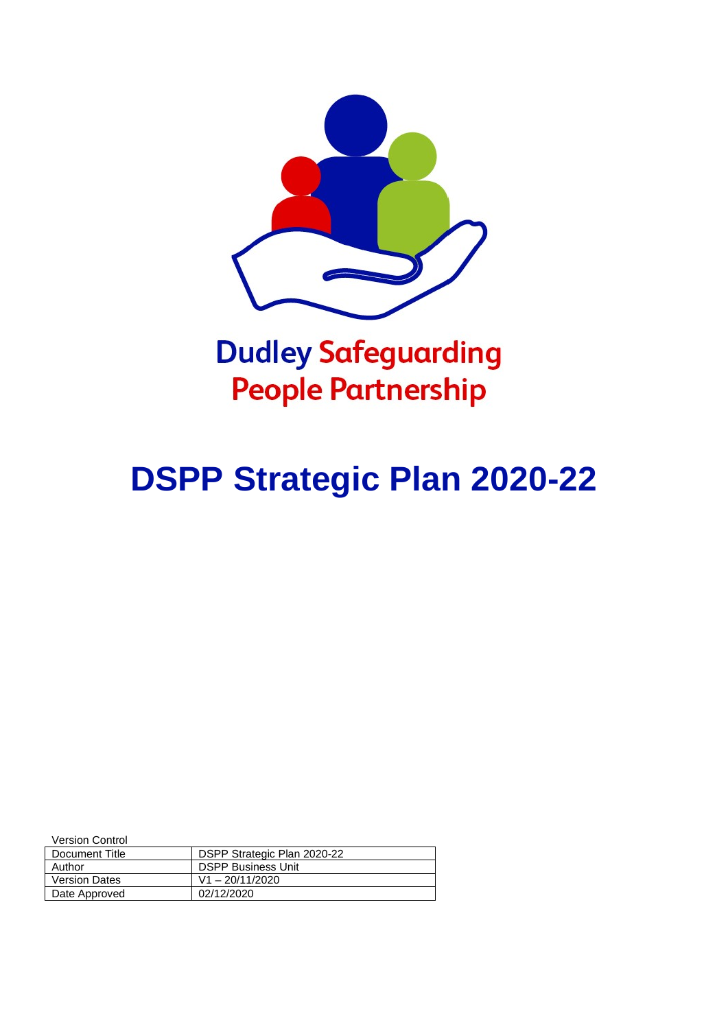Dudley Safeguarding People Partnership

# DSPP Strategic Plan 2020-22

Version Control

| Document Title | DSPP Strategic Plan 2020-22 |
| --- | --- |
| Author | DSPP Business Unit |
| Version Dates | V1 – 20/11/2020 |
| Date Approved | 02/12/2020 |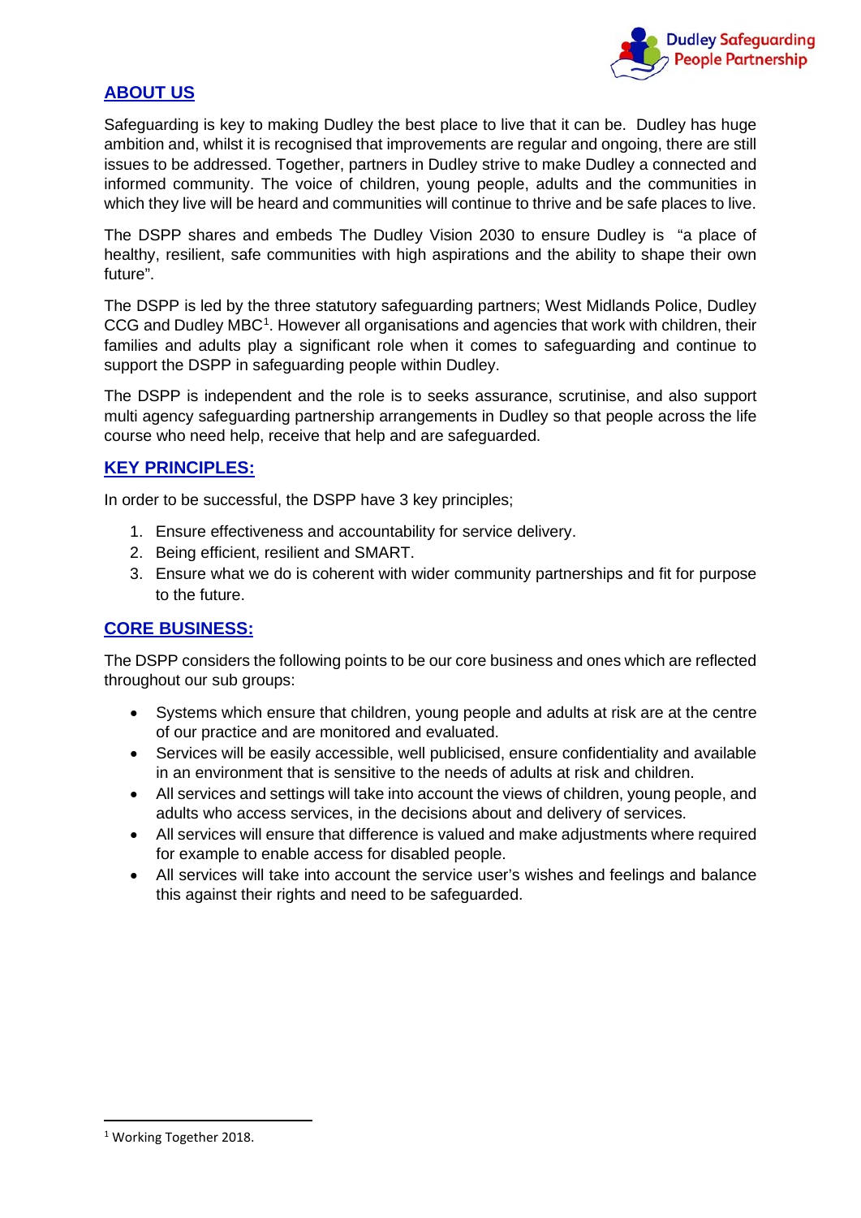## ABOUT US

Safeguarding is key to making Dudley the best place to live that it can be. Dudley has huge ambition and, whilst it is recognised that improvements are regular and ongoing, there are still issues to be addressed. Together, partners in Dudley strive to make Dudley a connected and informed community. The voice of children, young people, adults and the communities in which they live will be heard and communities will continue to thrive and be safe places to live.

The DSPP shares and embeds The Dudley Vision 2030 to ensure Dudley is "a place of healthy, resilient, safe communities with high aspirations and the ability to shape their own future".

The DSPP is led by the three statutory safeguarding partners; West Midlands Police, Dudley CCG and Dudley MBC[1]. However all organisations and agencies that work with children, their families and adults play a significant role when it comes to safeguarding and continue to support the DSPP in safeguarding people within Dudley.

The DSPP is independent and the role is to seeks assurance, scrutinise, and also support multi agency safeguarding partnership arrangements in Dudley so that people across the life course who need help, receive that help and are safeguarded.

## KEY PRINCIPLES:

In order to be successful, the DSPP have 3 key principles;

1. Ensure effectiveness and accountability for service delivery.
2. Being efficient, resilient and SMART.
3. Ensure what we do is coherent with wider community partnerships and fit for purpose to the future.

## CORE BUSINESS:

The DSPP considers the following points to be our core business and ones which are reflected throughout our sub groups:

- Systems which ensure that children, young people and adults at risk are at the centre of our practice and are monitored and evaluated.
- Services will be easily accessible, well publicised, ensure confidentiality and available in an environment that is sensitive to the needs of adults at risk and children.
- All services and settings will take into account the views of children, young people, and adults who access services, in the decisions about and delivery of services.
- All services will ensure that difference is valued and make adjustments where required for example to enable access for disabled people.
- All services will take into account the service user's wishes and feelings and balance this against their rights and need to be safeguarded.

---

[1] Working Together 2018.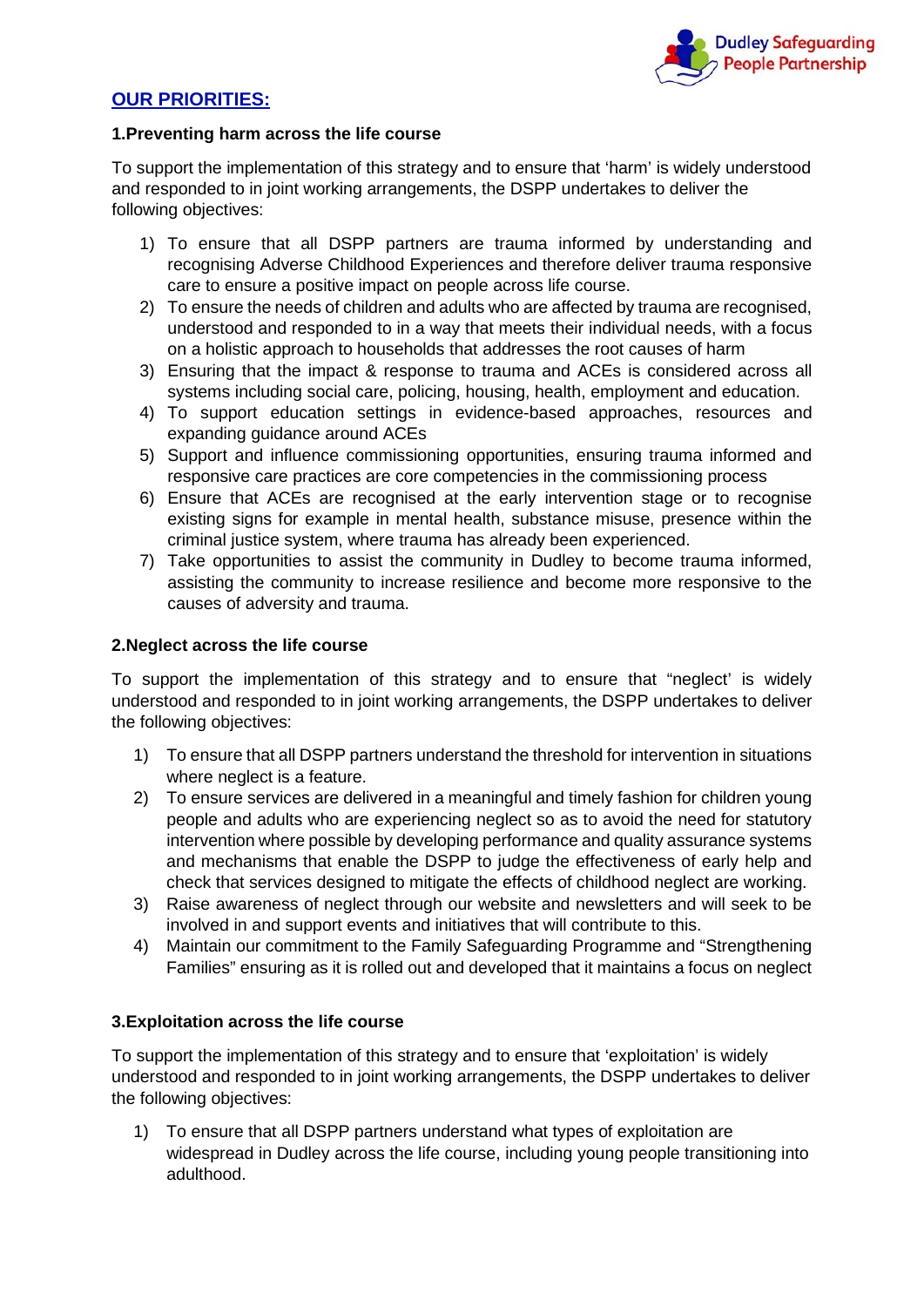## OUR PRIORITIES:

### 1.Preventing harm across the life course

To support the implementation of this strategy and to ensure that 'harm' is widely understood and responded to in joint working arrangements, the DSPP undertakes to deliver the following objectives:

1) To ensure that all DSPP partners are trauma informed by understanding and recognising Adverse Childhood Experiences and therefore deliver trauma responsive care to ensure a positive impact on people across life course.
2) To ensure the needs of children and adults who are affected by trauma are recognised, understood and responded to in a way that meets their individual needs, with a focus on a holistic approach to households that addresses the root causes of harm
3) Ensuring that the impact & response to trauma and ACEs is considered across all systems including social care, policing, housing, health, employment and education.
4) To support education settings in evidence-based approaches, resources and expanding guidance around ACEs
5) Support and influence commissioning opportunities, ensuring trauma informed and responsive care practices are core competencies in the commissioning process
6) Ensure that ACEs are recognised at the early intervention stage or to recognise existing signs for example in mental health, substance misuse, presence within the criminal justice system, where trauma has already been experienced.
7) Take opportunities to assist the community in Dudley to become trauma informed, assisting the community to increase resilience and become more responsive to the causes of adversity and trauma.

### 2.Neglect across the life course

To support the implementation of this strategy and to ensure that "neglect' is widely understood and responded to in joint working arrangements, the DSPP undertakes to deliver the following objectives:

1) To ensure that all DSPP partners understand the threshold for intervention in situations where neglect is a feature.
2) To ensure services are delivered in a meaningful and timely fashion for children young people and adults who are experiencing neglect so as to avoid the need for statutory intervention where possible by developing performance and quality assurance systems and mechanisms that enable the DSPP to judge the effectiveness of early help and check that services designed to mitigate the effects of childhood neglect are working.
3) Raise awareness of neglect through our website and newsletters and will seek to be involved in and support events and initiatives that will contribute to this.
4) Maintain our commitment to the Family Safeguarding Programme and "Strengthening Families" ensuring as it is rolled out and developed that it maintains a focus on neglect

### 3.Exploitation across the life course

To support the implementation of this strategy and to ensure that 'exploitation' is widely understood and responded to in joint working arrangements, the DSPP undertakes to deliver the following objectives:

1) To ensure that all DSPP partners understand what types of exploitation are widespread in Dudley across the life course, including young people transitioning into adulthood.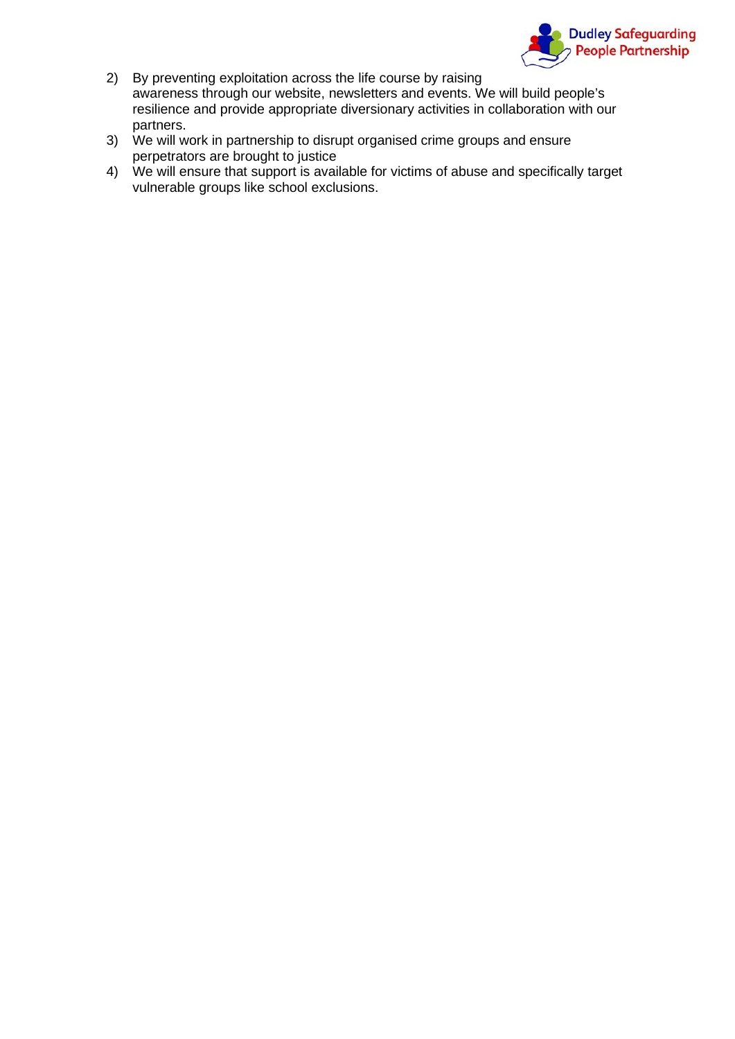2) By preventing exploitation across the life course by raising awareness through our website, newsletters and events. We will build people's resilience and provide appropriate diversionary activities in collaboration with our partners.
3) We will work in partnership to disrupt organised crime groups and ensure perpetrators are brought to justice
4) We will ensure that support is available for victims of abuse and specifically target vulnerable groups like school exclusions.